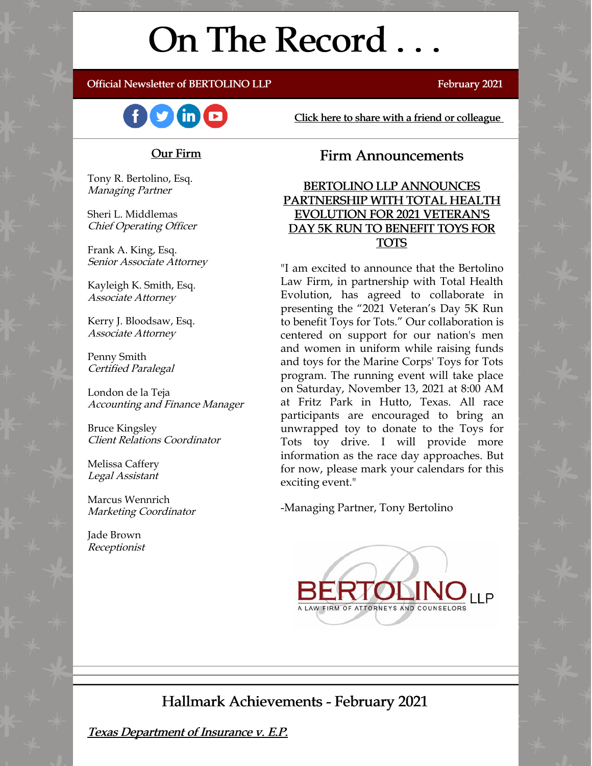# On The Record . . .

Official Newsletter of BERTOLINO LLP

February 2021

Click here to share with a friend or colleague

## Our Firm

Tony R. Bertolino, Esq.
*Managing Partner*

Sheri L. Middlemas
*Chief Operating Officer*

Frank A. King, Esq.
*Senior Associate Attorney*

Kayleigh K. Smith, Esq.
*Associate Attorney*

Kerry J. Bloodsaw, Esq.
*Associate Attorney*

Penny Smith
*Certified Paralegal*

London de la Teja
*Accounting and Finance Manager*

Bruce Kingsley
*Client Relations Coordinator*

Melissa Caffery
*Legal Assistant*

Marcus Wennrich
*Marketing Coordinator*

Jade Brown
*Receptionist*

## Firm Announcements

### BERTOLINO LLP ANNOUNCES PARTNERSHIP WITH TOTAL HEALTH EVOLUTION FOR 2021 VETERAN'S DAY 5K RUN TO BENEFIT TOYS FOR TOTS

"I am excited to announce that the Bertolino Law Firm, in partnership with Total Health Evolution, has agreed to collaborate in presenting the "2021 Veteran's Day 5K Run to benefit Toys for Tots." Our collaboration is centered on support for our nation's men and women in uniform while raising funds and toys for the Marine Corps' Toys for Tots program. The running event will take place on Saturday, November 13, 2021 at 8:00 AM at Fritz Park in Hutto, Texas. All race participants are encouraged to bring an unwrapped toy to donate to the Toys for Tots toy drive. I will provide more information as the race day approaches. But for now, please mark your calendars for this exciting event."

-Managing Partner, Tony Bertolino

BERTOLINO LLP
A LAW FIRM OF ATTORNEYS AND COUNSELORS

## Hallmark Achievements - February 2021

*Texas Department of Insurance v. E.P.*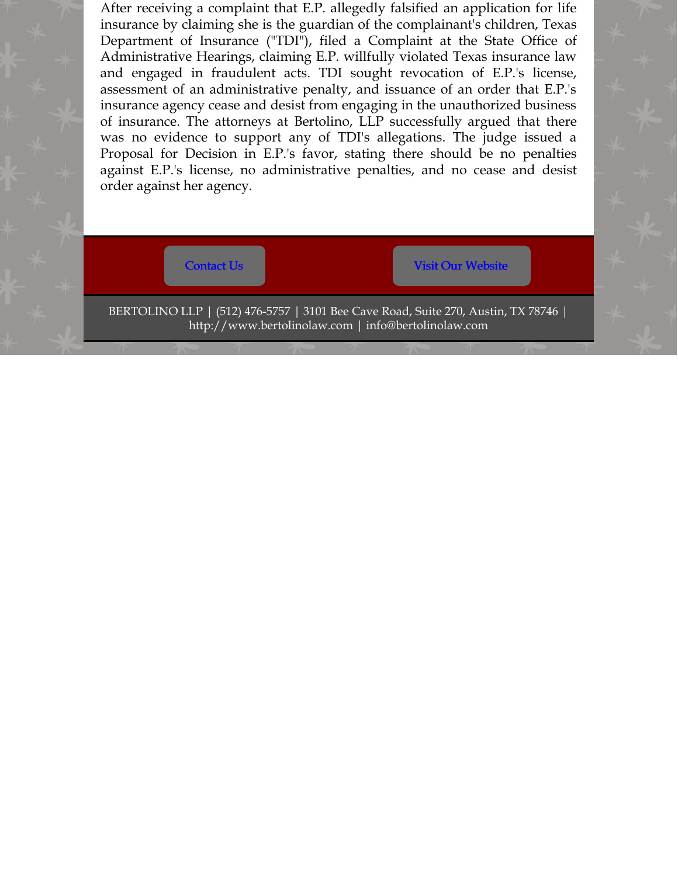After receiving a complaint that E.P. allegedly falsified an application for life insurance by claiming she is the guardian of the complainant's children, Texas Department of Insurance ("TDI"), filed a Complaint at the State Office of Administrative Hearings, claiming E.P. willfully violated Texas insurance law and engaged in fraudulent acts. TDI sought revocation of E.P.'s license, assessment of an administrative penalty, and issuance of an order that E.P.'s insurance agency cease and desist from engaging in the unauthorized business of insurance. The attorneys at Bertolino, LLP successfully argued that there was no evidence to support any of TDI's allegations. The judge issued a Proposal for Decision in E.P.'s favor, stating there should be no penalties against E.P.'s license, no administrative penalties, and no cease and desist order against her agency.

Contact Us

Visit Our Website

BERTOLINO LLP | (512) 476-5757 | 3101 Bee Cave Road, Suite 270, Austin, TX 78746 | http://www.bertolinolaw.com | info@bertolinolaw.com